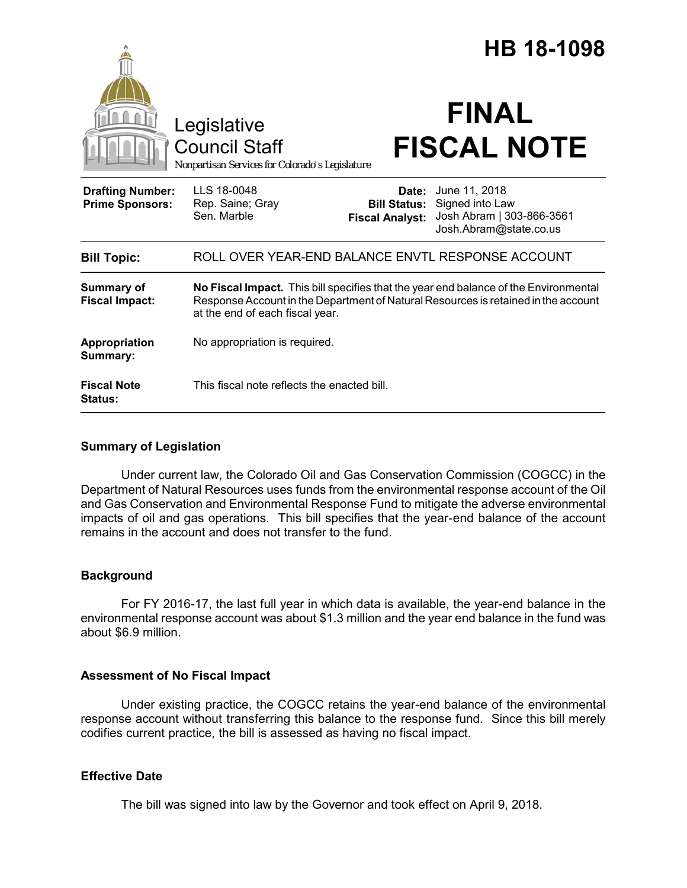# HB 18-1098

Legislative Council Staff
*Nonpartisan Services for Colorado's Legislature*

# FINAL FISCAL NOTE

| | | | |
|---|---|---|---|
| **Drafting Number:** | LLS 18-0048 | **Date:** | June 11, 2018 |
| **Prime Sponsors:** | Rep. Saine; Gray<br>Sen. Marble | **Bill Status:** | Signed into Law |
| | | **Fiscal Analyst:** | Josh Abram \| 303-866-3561<br>Josh.Abram@state.co.us |

| | |
|---|---|
| **Bill Topic:** | ROLL OVER YEAR-END BALANCE ENVTL RESPONSE ACCOUNT |
| **Summary of Fiscal Impact:** | **No Fiscal Impact.** This bill specifies that the year end balance of the Environmental Response Account in the Department of Natural Resources is retained in the account at the end of each fiscal year. |
| **Appropriation Summary:** | No appropriation is required. |
| **Fiscal Note Status:** | This fiscal note reflects the enacted bill. |

## Summary of Legislation

Under current law, the Colorado Oil and Gas Conservation Commission (COGCC) in the Department of Natural Resources uses funds from the environmental response account of the Oil and Gas Conservation and Environmental Response Fund to mitigate the adverse environmental impacts of oil and gas operations. This bill specifies that the year-end balance of the account remains in the account and does not transfer to the fund.

## Background

For FY 2016-17, the last full year in which data is available, the year-end balance in the environmental response account was about $1.3 million and the year end balance in the fund was about $6.9 million.

## Assessment of No Fiscal Impact

Under existing practice, the COGCC retains the year-end balance of the environmental response account without transferring this balance to the response fund. Since this bill merely codifies current practice, the bill is assessed as having no fiscal impact.

## Effective Date

The bill was signed into law by the Governor and took effect on April 9, 2018.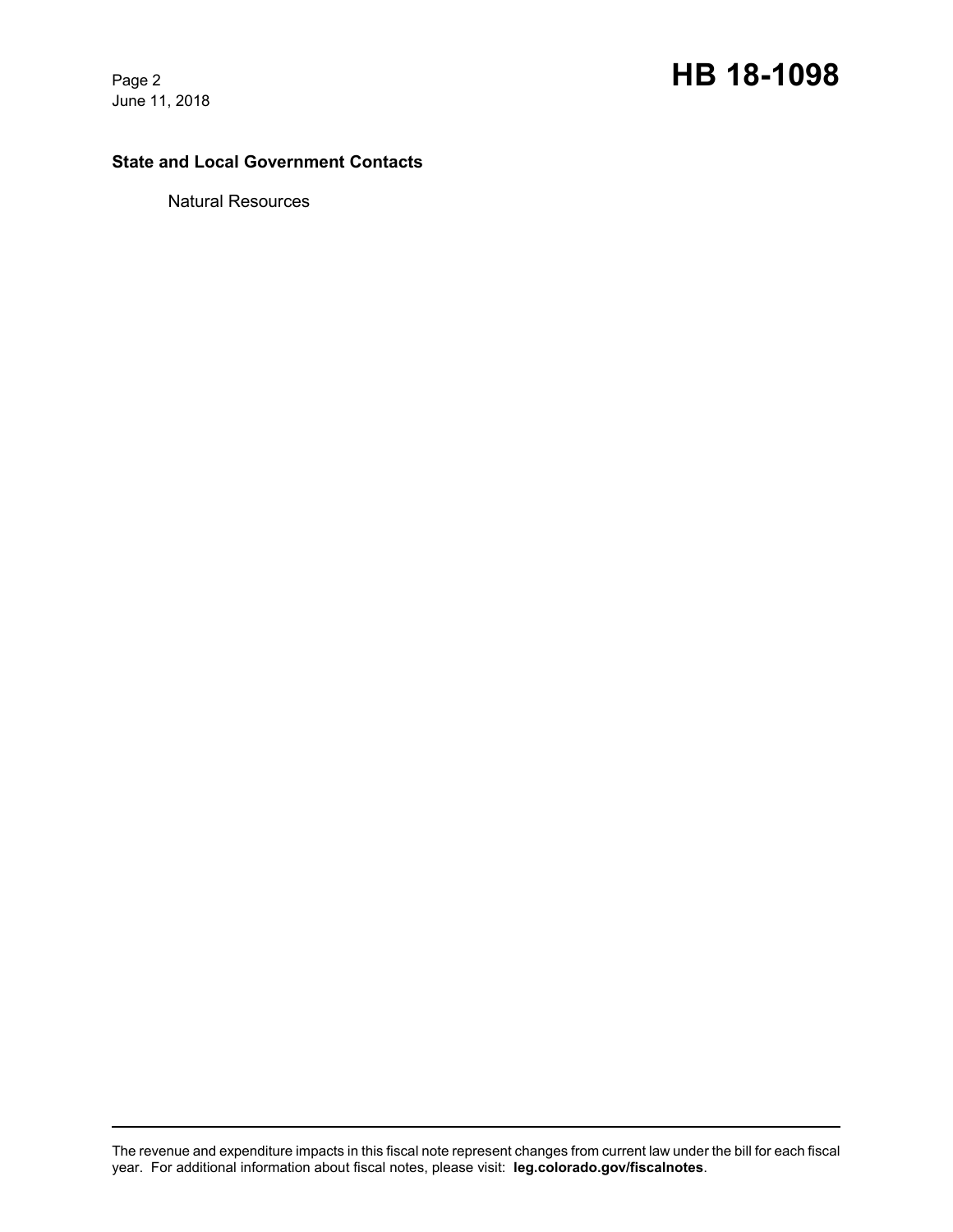**State and Local Government Contacts**

Natural Resources

The revenue and expenditure impacts in this fiscal note represent changes from current law under the bill for each fiscal year. For additional information about fiscal notes, please visit: **leg.colorado.gov/fiscalnotes**.